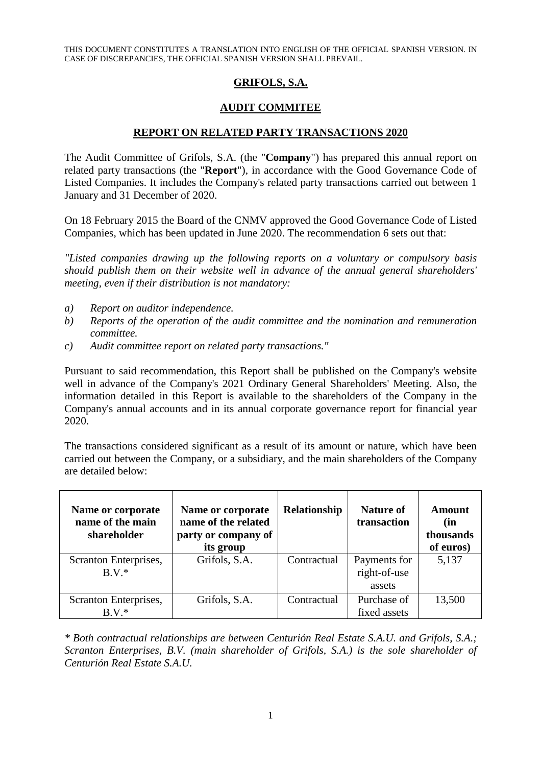THIS DOCUMENT CONSTITUTES A TRANSLATION INTO ENGLISH OF THE OFFICIAL SPANISH VERSION. IN CASE OF DISCREPANCIES, THE OFFICIAL SPANISH VERSION SHALL PREVAIL.

# GRIFOLS, S.A.

## AUDIT COMMITEE

## REPORT ON RELATED PARTY TRANSACTIONS 2020

The Audit Committee of Grifols, S.A. (the "**Company**") has prepared this annual report on related party transactions (the "**Report**"), in accordance with the Good Governance Code of Listed Companies. It includes the Company's related party transactions carried out between 1 January and 31 December of 2020.

On 18 February 2015 the Board of the CNMV approved the Good Governance Code of Listed Companies, which has been updated in June 2020. The recommendation 6 sets out that:

*"Listed companies drawing up the following reports on a voluntary or compulsory basis should publish them on their website well in advance of the annual general shareholders' meeting, even if their distribution is not mandatory:*

*a) Report on auditor independence.*
*b) Reports of the operation of the audit committee and the nomination and remuneration committee.*
*c) Audit committee report on related party transactions."*

Pursuant to said recommendation, this Report shall be published on the Company's website well in advance of the Company's 2021 Ordinary General Shareholders' Meeting. Also, the information detailed in this Report is available to the shareholders of the Company in the Company's annual accounts and in its annual corporate governance report for financial year 2020.

The transactions considered significant as a result of its amount or nature, which have been carried out between the Company, or a subsidiary, and the main shareholders of the Company are detailed below:

| Name or corporate name of the main shareholder | Name or corporate name of the related party or company of its group | Relationship | Nature of transaction | Amount (in thousands of euros) |
|---|---|---|---|---|
| Scranton Enterprises, B.V.* | Grifols, S.A. | Contractual | Payments for right-of-use assets | 5,137 |
| Scranton Enterprises, B.V.* | Grifols, S.A. | Contractual | Purchase of fixed assets | 13,500 |

*\* Both contractual relationships are between Centurión Real Estate S.A.U. and Grifols, S.A.; Scranton Enterprises, B.V. (main shareholder of Grifols, S.A.) is the sole shareholder of Centurión Real Estate S.A.U.*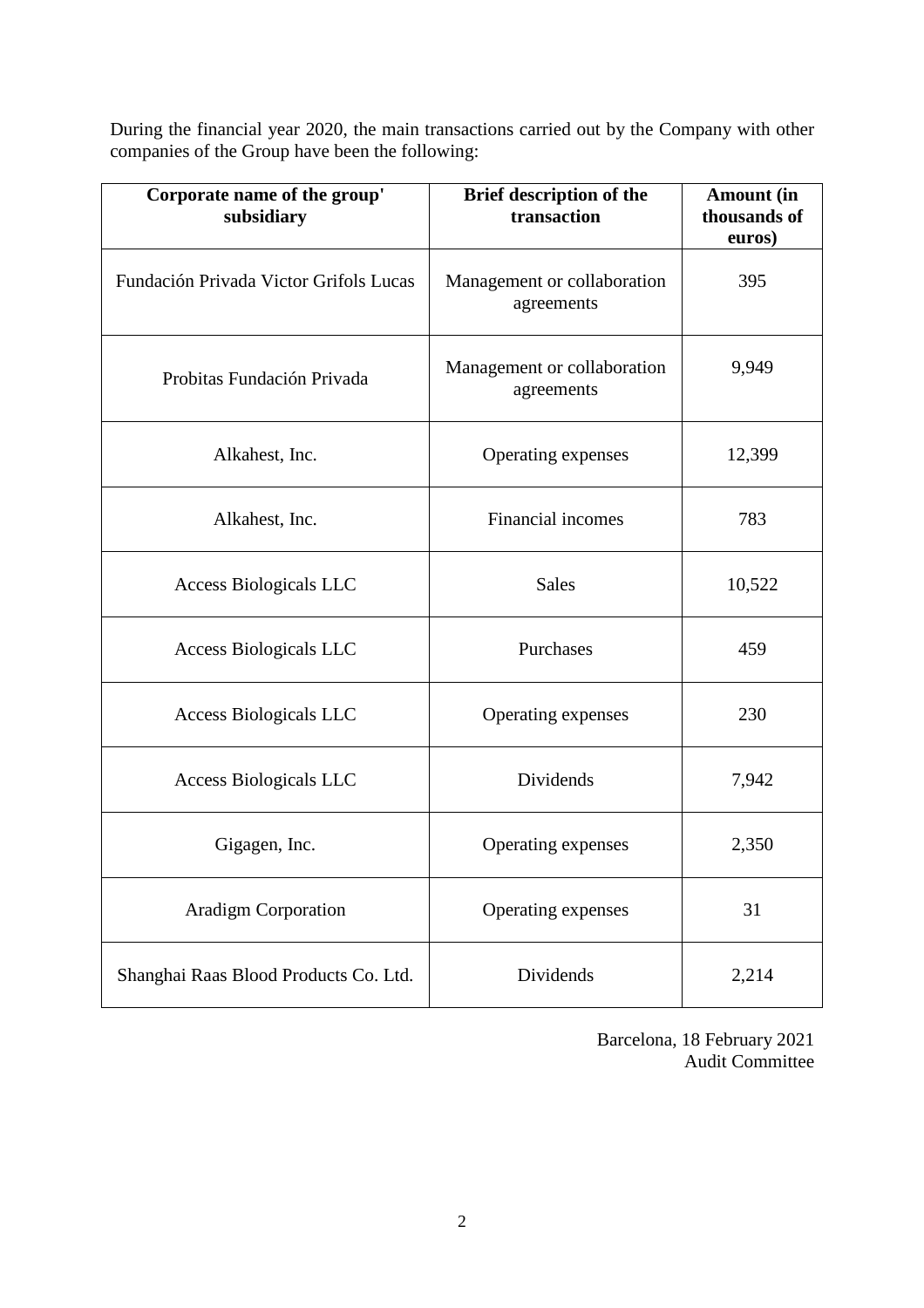During the financial year 2020, the main transactions carried out by the Company with other companies of the Group have been the following:

| Corporate name of the group' subsidiary | Brief description of the transaction | Amount (in thousands of euros) |
|---|---|---|
| Fundación Privada Victor Grifols Lucas | Management or collaboration agreements | 395 |
| Probitas Fundación Privada | Management or collaboration agreements | 9,949 |
| Alkahest, Inc. | Operating expenses | 12,399 |
| Alkahest, Inc. | Financial incomes | 783 |
| Access Biologicals LLC | Sales | 10,522 |
| Access Biologicals LLC | Purchases | 459 |
| Access Biologicals LLC | Operating expenses | 230 |
| Access Biologicals LLC | Dividends | 7,942 |
| Gigagen, Inc. | Operating expenses | 2,350 |
| Aradigm Corporation | Operating expenses | 31 |
| Shanghai Raas Blood Products Co. Ltd. | Dividends | 2,214 |

Barcelona, 18 February 2021
Audit Committee